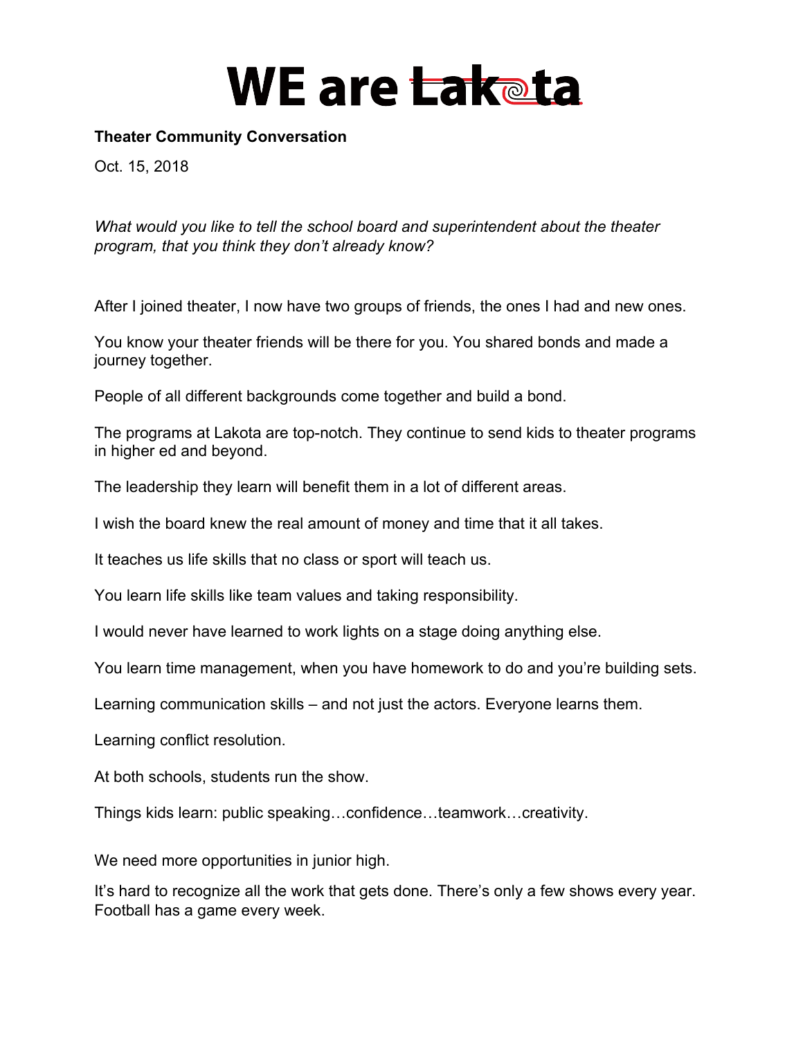# WE are Lakota

**Theater Community Conversation**

Oct. 15, 2018

*What would you like to tell the school board and superintendent about the theater program, that you think they don't already know?*

After I joined theater, I now have two groups of friends, the ones I had and new ones.

You know your theater friends will be there for you. You shared bonds and made a journey together.

People of all different backgrounds come together and build a bond.

The programs at Lakota are top-notch. They continue to send kids to theater programs in higher ed and beyond.

The leadership they learn will benefit them in a lot of different areas.

I wish the board knew the real amount of money and time that it all takes.

It teaches us life skills that no class or sport will teach us.

You learn life skills like team values and taking responsibility.

I would never have learned to work lights on a stage doing anything else.

You learn time management, when you have homework to do and you're building sets.

Learning communication skills – and not just the actors. Everyone learns them.

Learning conflict resolution.

At both schools, students run the show.

Things kids learn: public speaking…confidence…teamwork…creativity.

We need more opportunities in junior high.

It's hard to recognize all the work that gets done. There's only a few shows every year. Football has a game every week.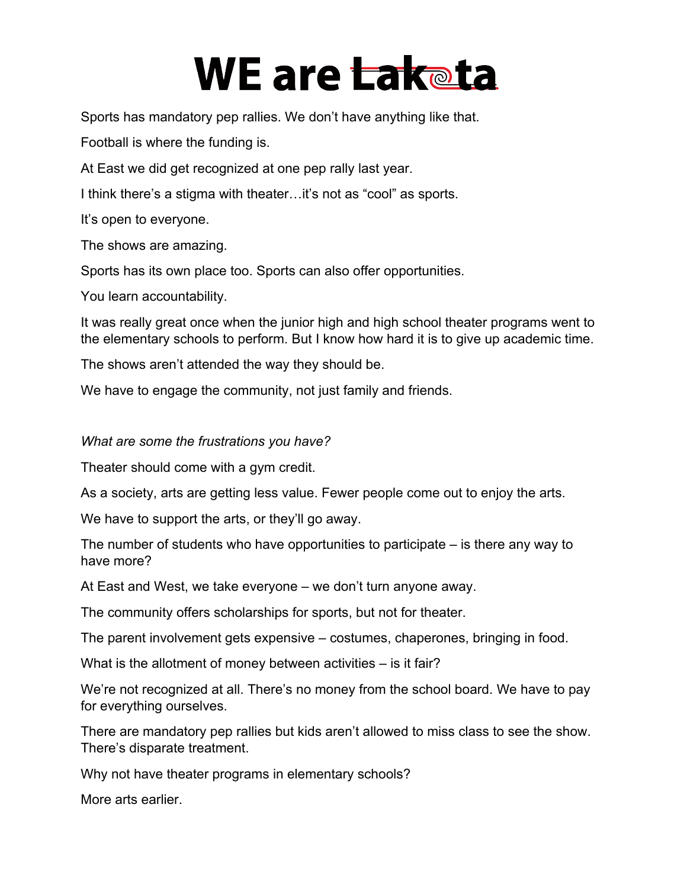Sports has mandatory pep rallies. We don't have anything like that.

Football is where the funding is.

At East we did get recognized at one pep rally last year.

I think there's a stigma with theater…it's not as "cool" as sports.

It's open to everyone.

The shows are amazing.

Sports has its own place too. Sports can also offer opportunities.

You learn accountability.

It was really great once when the junior high and high school theater programs went to the elementary schools to perform. But I know how hard it is to give up academic time.

The shows aren't attended the way they should be.

We have to engage the community, not just family and friends.

*What are some the frustrations you have?*

Theater should come with a gym credit.

As a society, arts are getting less value. Fewer people come out to enjoy the arts.

We have to support the arts, or they'll go away.

The number of students who have opportunities to participate – is there any way to have more?

At East and West, we take everyone – we don't turn anyone away.

The community offers scholarships for sports, but not for theater.

The parent involvement gets expensive – costumes, chaperones, bringing in food.

What is the allotment of money between activities – is it fair?

We're not recognized at all. There's no money from the school board. We have to pay for everything ourselves.

There are mandatory pep rallies but kids aren't allowed to miss class to see the show. There's disparate treatment.

Why not have theater programs in elementary schools?

More arts earlier.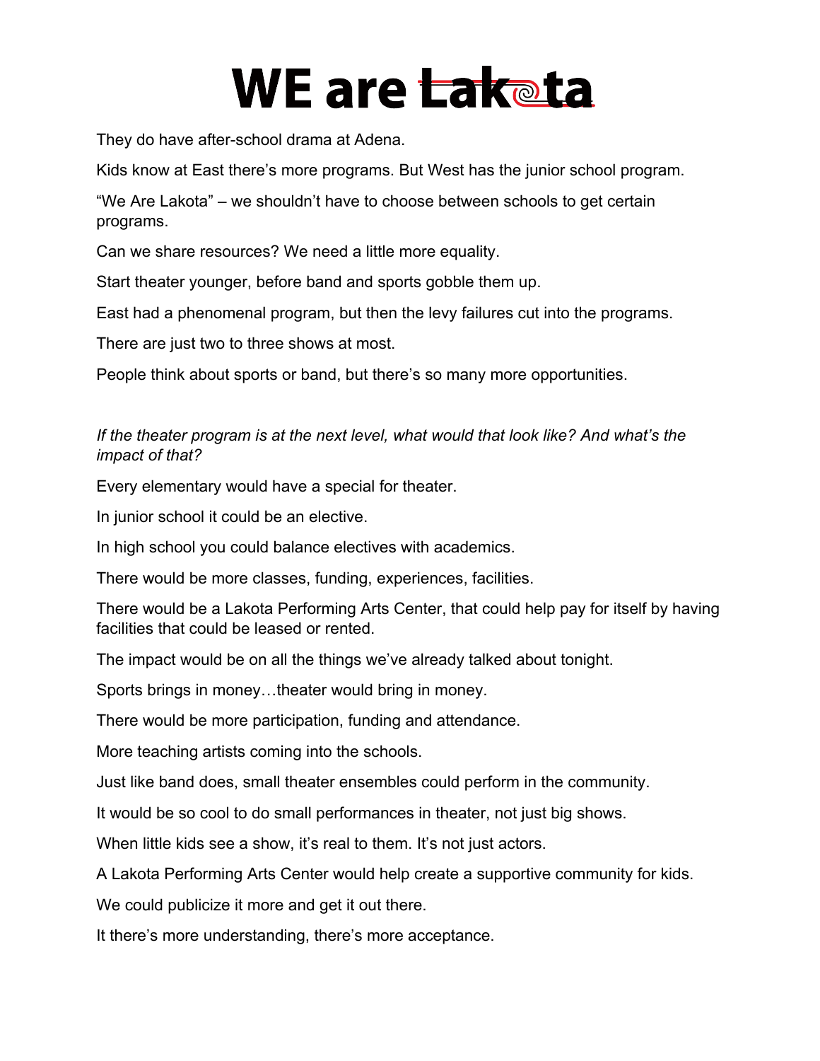# WE are Lakota

They do have after-school drama at Adena.

Kids know at East there's more programs. But West has the junior school program.

"We Are Lakota" – we shouldn't have to choose between schools to get certain programs.

Can we share resources? We need a little more equality.

Start theater younger, before band and sports gobble them up.

East had a phenomenal program, but then the levy failures cut into the programs.

There are just two to three shows at most.

People think about sports or band, but there's so many more opportunities.

*If the theater program is at the next level, what would that look like? And what's the impact of that?*

Every elementary would have a special for theater.

In junior school it could be an elective.

In high school you could balance electives with academics.

There would be more classes, funding, experiences, facilities.

There would be a Lakota Performing Arts Center, that could help pay for itself by having facilities that could be leased or rented.

The impact would be on all the things we've already talked about tonight.

Sports brings in money…theater would bring in money.

There would be more participation, funding and attendance.

More teaching artists coming into the schools.

Just like band does, small theater ensembles could perform in the community.

It would be so cool to do small performances in theater, not just big shows.

When little kids see a show, it's real to them. It's not just actors.

A Lakota Performing Arts Center would help create a supportive community for kids.

We could publicize it more and get it out there.

It there's more understanding, there's more acceptance.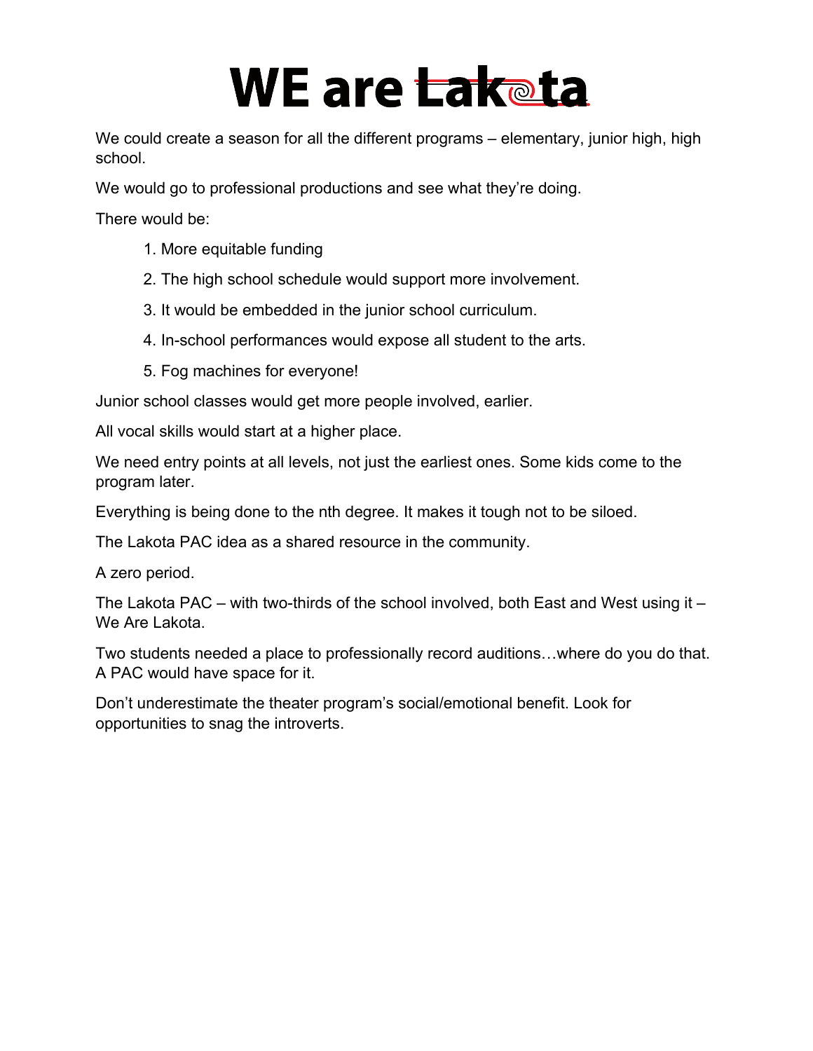# WE are Lakota

We could create a season for all the different programs – elementary, junior high, high school.

We would go to professional productions and see what they're doing.

There would be:

1. More equitable funding
2. The high school schedule would support more involvement.
3. It would be embedded in the junior school curriculum.
4. In-school performances would expose all student to the arts.
5. Fog machines for everyone!

Junior school classes would get more people involved, earlier.

All vocal skills would start at a higher place.

We need entry points at all levels, not just the earliest ones. Some kids come to the program later.

Everything is being done to the nth degree. It makes it tough not to be siloed.

The Lakota PAC idea as a shared resource in the community.

A zero period.

The Lakota PAC – with two-thirds of the school involved, both East and West using it – We Are Lakota.

Two students needed a place to professionally record auditions…where do you do that. A PAC would have space for it.

Don't underestimate the theater program's social/emotional benefit. Look for opportunities to snag the introverts.